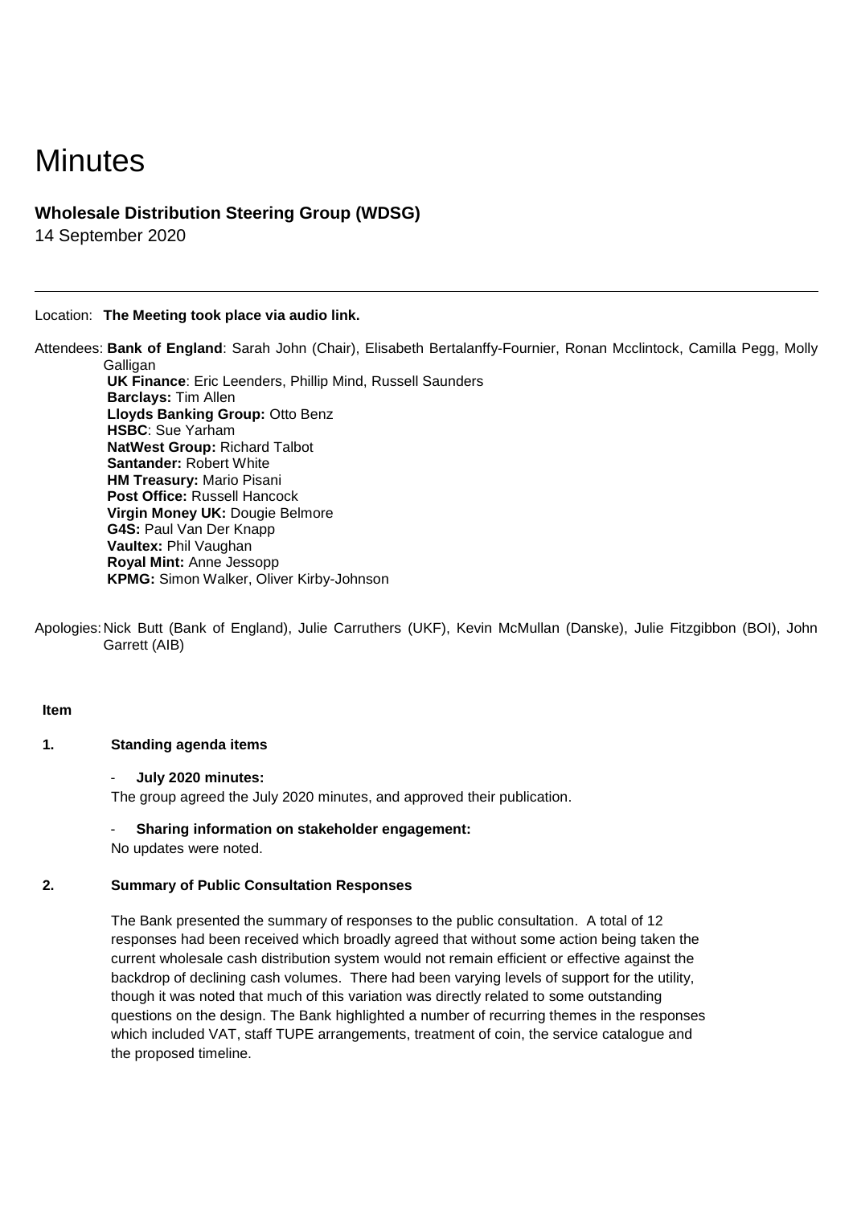# Minutes

## Wholesale Distribution Steering Group (WDSG)

14 September 2020

---

Location: **The Meeting took place via audio link.**

Attendees: **Bank of England**: Sarah John (Chair), Elisabeth Bertalanffy-Fournier, Ronan Mcclintock, Camilla Pegg, Molly Galligan
**UK Finance**: Eric Leenders, Phillip Mind, Russell Saunders
**Barclays:** Tim Allen
**Lloyds Banking Group:** Otto Benz
**HSBC**: Sue Yarham
**NatWest Group:** Richard Talbot
**Santander:** Robert White
**HM Treasury:** Mario Pisani
**Post Office:** Russell Hancock
**Virgin Money UK:** Dougie Belmore
**G4S:** Paul Van Der Knapp
**Vaultex:** Phil Vaughan
**Royal Mint:** Anne Jessopp
**KPMG:** Simon Walker, Oliver Kirby-Johnson

Apologies: Nick Butt (Bank of England), Julie Carruthers (UKF), Kevin McMullan (Danske), Julie Fitzgibbon (BOI), John Garrett (AIB)

**Item**

**1. Standing agenda items**

- **July 2020 minutes:**

The group agreed the July 2020 minutes, and approved their publication.

- **Sharing information on stakeholder engagement:**

No updates were noted.

**2. Summary of Public Consultation Responses**

The Bank presented the summary of responses to the public consultation. A total of 12 responses had been received which broadly agreed that without some action being taken the current wholesale cash distribution system would not remain efficient or effective against the backdrop of declining cash volumes. There had been varying levels of support for the utility, though it was noted that much of this variation was directly related to some outstanding questions on the design. The Bank highlighted a number of recurring themes in the responses which included VAT, staff TUPE arrangements, treatment of coin, the service catalogue and the proposed timeline.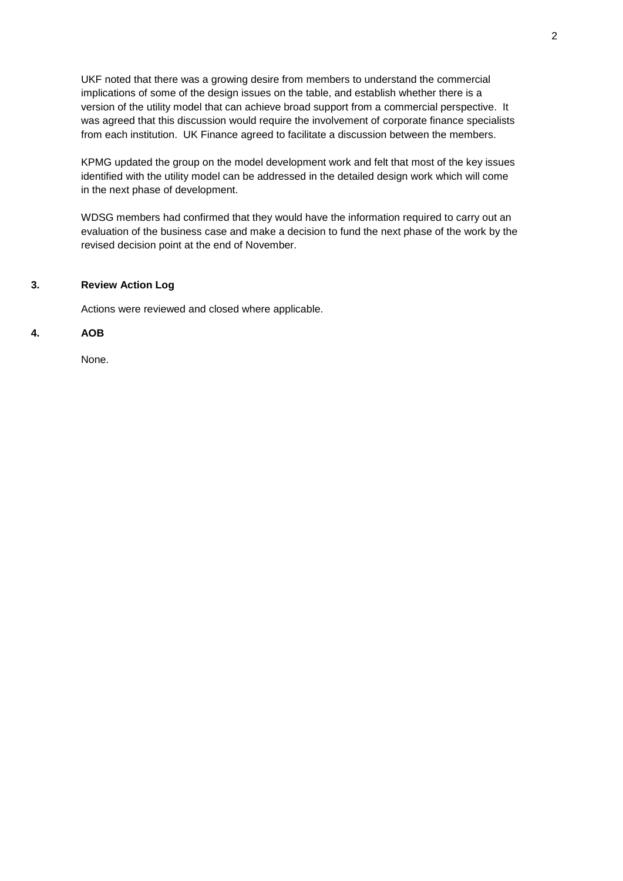UKF noted that there was a growing desire from members to understand the commercial implications of some of the design issues on the table, and establish whether there is a version of the utility model that can achieve broad support from a commercial perspective. It was agreed that this discussion would require the involvement of corporate finance specialists from each institution. UK Finance agreed to facilitate a discussion between the members.

KPMG updated the group on the model development work and felt that most of the key issues identified with the utility model can be addressed in the detailed design work which will come in the next phase of development.

WDSG members had confirmed that they would have the information required to carry out an evaluation of the business case and make a decision to fund the next phase of the work by the revised decision point at the end of November.

**3. Review Action Log**

Actions were reviewed and closed where applicable.

**4. AOB**

None.